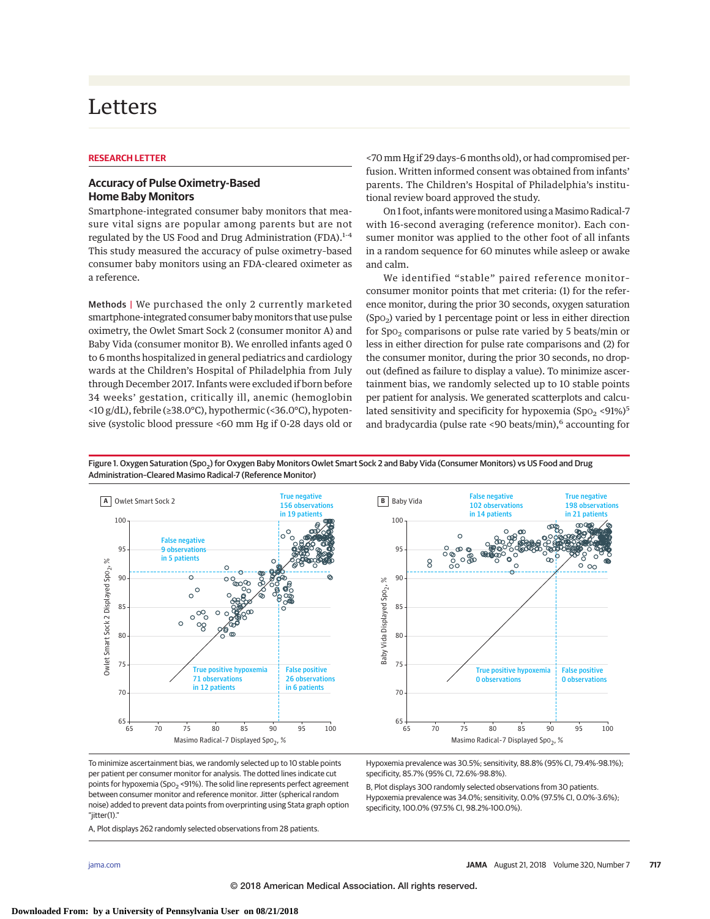# Letters

RESEARCH LETTER

## Accuracy of Pulse Oximetry-Based Home Baby Monitors

Smartphone-integrated consumer baby monitors that measure vital signs are popular among parents but are not regulated by the US Food and Drug Administration (FDA).[1-4] This study measured the accuracy of pulse oximetry-based consumer baby monitors using an FDA-cleared oximeter as a reference.

**Methods** | We purchased the only 2 currently marketed smartphone-integrated consumer baby monitors that use pulse oximetry, the Owlet Smart Sock 2 (consumer monitor A) and Baby Vida (consumer monitor B). We enrolled infants aged 0 to 6 months hospitalized in general pediatrics and cardiology wards at the Children's Hospital of Philadelphia from July through December 2017. Infants were excluded if born before 34 weeks' gestation, critically ill, anemic (hemoglobin <10 g/dL), febrile (≥38.0°C), hypothermic (<36.0°C), hypotensive (systolic blood pressure <60 mm Hg if 0-28 days old or <70 mm Hg if 29 days-6 months old), or had compromised perfusion. Written informed consent was obtained from infants' parents. The Children's Hospital of Philadelphia's institutional review board approved the study.

On 1 foot, infants were monitored using a Masimo Radical-7 with 16-second averaging (reference monitor). Each consumer monitor was applied to the other foot of all infants in a random sequence for 60 minutes while asleep or awake and calm.

We identified "stable" paired reference monitor-consumer monitor points that met criteria: (1) for the reference monitor, during the prior 30 seconds, oxygen saturation ($Spo_2$) varied by 1 percentage point or less in either direction for $Spo_2$ comparisons or pulse rate varied by 5 beats/min or less in either direction for pulse rate comparisons and (2) for the consumer monitor, during the prior 30 seconds, no dropout (defined as failure to display a value). To minimize ascertainment bias, we randomly selected up to 10 stable points per patient for analysis. We generated scatterplots and calculated sensitivity and specificity for hypoxemia ($Spo_2$ <91%)[5] and bradycardia (pulse rate <90 beats/min),[6] accounting for

Figure 1. Oxygen Saturation ($Spo_2$) for Oxygen Baby Monitors Owlet Smart Sock 2 and Baby Vida (Consumer Monitors) vs US Food and Drug Administration-Cleared Masimo Radical-7 (Reference Monitor)

To minimize ascertainment bias, we randomly selected up to 10 stable points per patient per consumer monitor for analysis. The dotted lines indicate cut points for hypoxemia ($Spo_2$ <91%). The solid line represents perfect agreement between consumer monitor and reference monitor. Jitter (spherical random noise) added to prevent data points from overprinting using Stata graph option "jitter(1)."

A, Plot displays 262 randomly selected observations from 28 patients. Hypoxemia prevalence was 30.5%; sensitivity, 88.8% (95% CI, 79.4%-98.1%); specificity, 85.7% (95% CI, 72.6%-98.8%).

B, Plot displays 300 randomly selected observations from 30 patients. Hypoxemia prevalence was 34.0%; sensitivity, 0.0% (97.5% CI, 0.0%-3.6%); specificity, 100.0% (97.5% CI, 98.2%-100.0%).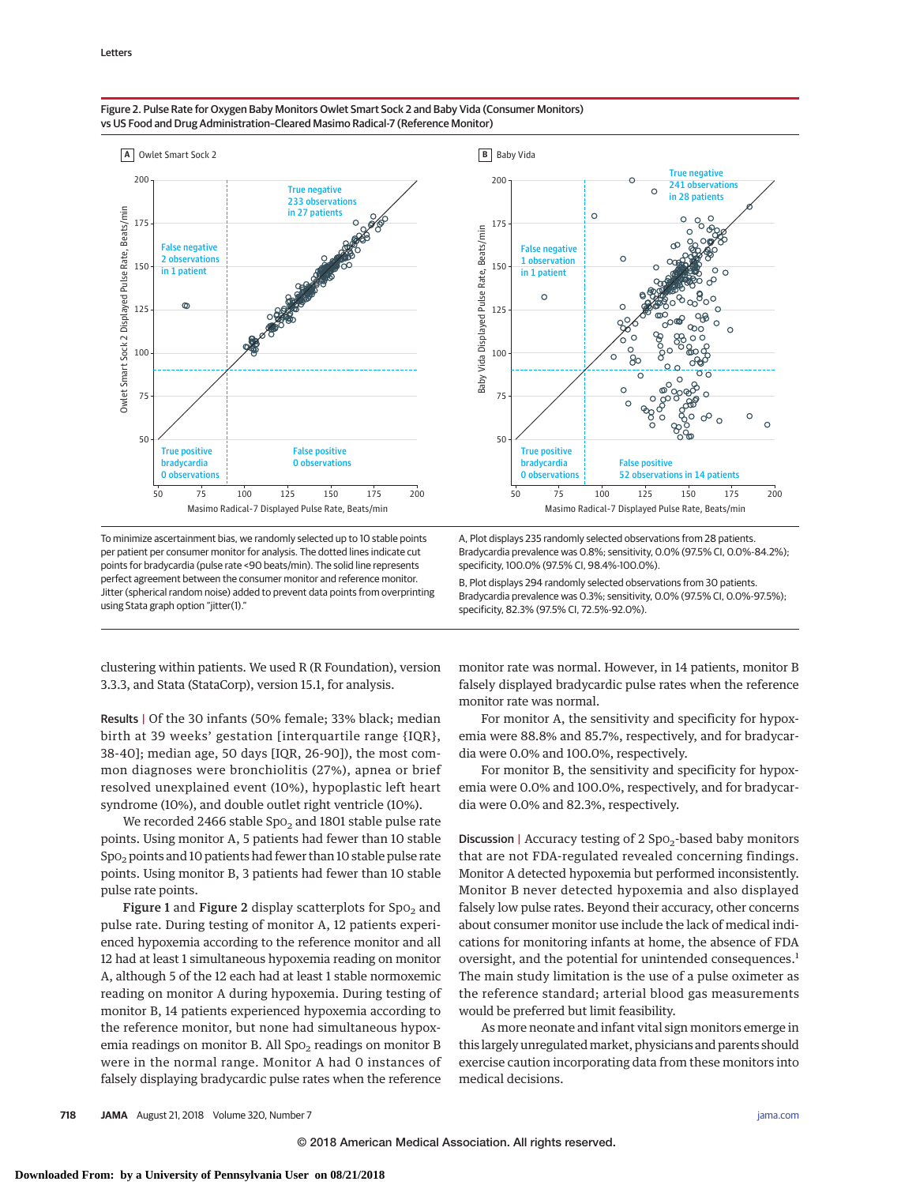Figure 2. Pulse Rate for Oxygen Baby Monitors Owlet Smart Sock 2 and Baby Vida (Consumer Monitors) vs US Food and Drug Administration–Cleared Masimo Radical-7 (Reference Monitor)

To minimize ascertainment bias, we randomly selected up to 10 stable pulse rate points per patient per consumer monitor for analysis. The dotted lines indicate cut points for bradycardia (pulse rate <90 beats/min). The solid line represents perfect agreement between the consumer monitor and reference monitor. Jitter (spherical random noise) added to prevent data points from overprinting using Stata graph option "jitter(1)."

A, Plot displays 235 randomly selected observations from 28 patients. Bradycardia prevalence was 0.8%; sensitivity, 0.0% (97.5% CI, 0.0%-84.2%); specificity, 100.0% (97.5% CI, 98.4%-100.0%).

B, Plot displays 294 randomly selected observations from 30 patients. Bradycardia prevalence was 0.3%; sensitivity, 0.0% (97.5% CI, 0.0%-97.5%); specificity, 82.3% (97.5% CI, 72.5%-92.0%).

clustering within patients. We used R (R Foundation), version 3.3.3, and Stata (StataCorp), version 15.1, for analysis.

**Results** | Of the 30 infants (50% female; 33% black; median birth at 39 weeks' gestation [interquartile range {IQR}, 38-40]; median age, 50 days [IQR, 26-90]), the most common diagnoses were bronchiolitis (27%), apnea or brief resolved unexplained event (10%), hypoplastic left heart syndrome (10%), and double outlet right ventricle (10%).

We recorded 2466 stable $SpO_2$ and 1801 stable pulse rate points. Using monitor A, 5 patients had fewer than 10 stable $SpO_2$ points and 10 patients had fewer than 10 stable pulse rate points. Using monitor B, 3 patients had fewer than 10 stable pulse rate points.

**Figure 1** and **Figure 2** display scatterplots for $SpO_2$ and pulse rate. During testing of monitor A, 12 patients experienced hypoxemia according to the reference monitor and all 12 had at least 1 simultaneous hypoxemia reading on monitor A, although 5 of the 12 each had at least 1 stable normoxemic reading on monitor A during hypoxemia. During testing of monitor B, 14 patients experienced hypoxemia according to the reference monitor, but none had simultaneous hypoxemia readings on monitor B. All $SpO_2$ readings on monitor B were in the normal range. Monitor A had 0 instances of falsely displaying bradycardic pulse rates when the reference monitor rate was normal. However, in 14 patients, monitor B falsely displayed bradycardic pulse rates when the reference monitor rate was normal.

For monitor A, the sensitivity and specificity for hypoxemia were 88.8% and 85.7%, respectively, and for bradycardia were 0.0% and 100.0%, respectively.

For monitor B, the sensitivity and specificity for hypoxemia were 0.0% and 100.0%, respectively, and for bradycardia were 0.0% and 82.3%, respectively.

**Discussion** | Accuracy testing of 2 $SpO_2$-based baby monitors that are not FDA-regulated revealed concerning findings. Monitor A detected hypoxemia but performed inconsistently. Monitor B never detected hypoxemia and also displayed falsely low pulse rates. Beyond their accuracy, other concerns about consumer monitor use include the lack of medical indications for monitoring infants at home, the absence of FDA oversight, and the potential for unintended consequences.[1] The main study limitation is the use of a pulse oximeter as the reference standard; arterial blood gas measurements would be preferred but limit feasibility.

As more neonate and infant vital sign monitors emerge in this largely unregulated market, physicians and parents should exercise caution incorporating data from these monitors into medical decisions.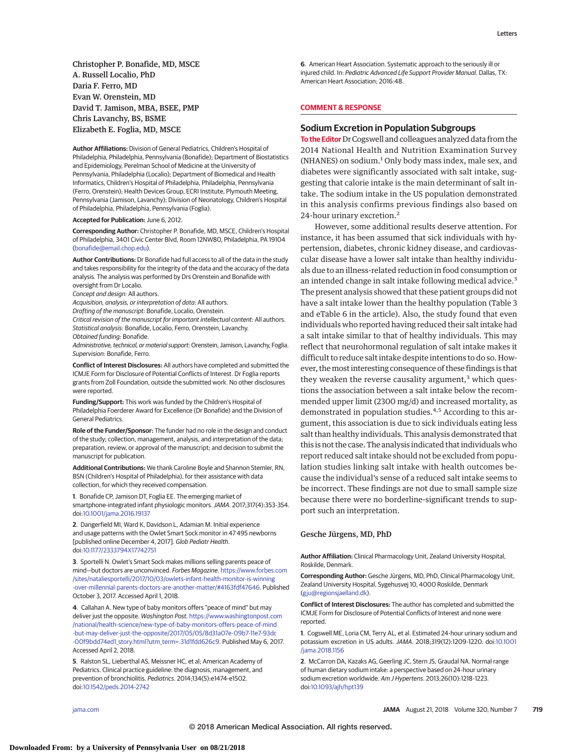Christopher P. Bonafide, MD, MSCE
A. Russell Localio, PhD
Daria F. Ferro, MD
Evan W. Orenstein, MD
David T. Jamison, MBA, BSEE, PMP
Chris Lavanchy, BS, BSME
Elizabeth E. Foglia, MD, MSCE

**Author Affiliations:** Division of General Pediatrics, Children's Hospital of Philadelphia, Philadelphia, Pennsylvania (Bonafide); Department of Biostatistics and Epidemiology, Perelman School of Medicine at the University of Pennsylvania, Philadelphia (Localio); Department of Biomedical and Health Informatics, Children's Hospital of Philadelphia, Philadelphia, Pennsylvania (Ferro, Orenstein); Health Devices Group, ECRI Institute, Plymouth Meeting, Pennsylvania (Jamison, Lavanchy); Division of Neonatology, Children's Hospital of Philadelphia, Philadelphia, Pennsylvania (Foglia).

**Accepted for Publication:** June 6, 2012.

**Corresponding Author:** Christopher P. Bonafide, MD, MSCE, Children's Hospital of Philadelphia, 3401 Civic Center Blvd, Room 12NW80, Philadelphia, PA 19104 (bonafide@email.chop.edu).

**Author Contributions:** Dr Bonafide had full access to all of the data in the study and takes responsibility for the integrity of the data and the accuracy of the data analysis. The analysis was performed by Drs Orenstein and Bonafide with oversight from Dr Localio.
*Concept and design:* All authors.
*Acquisition, analysis, or interpretation of data:* All authors.
*Drafting of the manuscript:* Bonafide, Localio, Orenstein.
*Critical revision of the manuscript for important intellectual content:* All authors.
*Statistical analysis:* Bonafide, Localio, Ferro, Orenstein, Lavanchy.
*Obtained funding:* Bonafide.
*Administrative, technical, or material support:* Orenstein, Jamison, Lavanchy, Foglia.
*Supervision:* Bonafide, Ferro.

**Conflict of Interest Disclosures:** All authors have completed and submitted the ICMJE Form for Disclosure of Potential Conflicts of Interest. Dr Foglia reports grants from Zoll Foundation, outside the submitted work. No other disclosures were reported.

**Funding/Support:** This work was funded by the Children's Hospital of Philadelphia Foerderer Award for Excellence (Dr Bonafide) and the Division of General Pediatrics.

**Role of the Funder/Sponsor:** The funder had no role in the design and conduct of the study; collection, management, analysis, and interpretation of the data; preparation, review, or approval of the manuscript; and decision to submit the manuscript for publication.

**Additional Contributions:** We thank Caroline Boyle and Shannon Stemler, RN, BSN (Children's Hospital of Philadelphia), for their assistance with data collection, for which they received compensation.

1. Bonafide CP, Jamison DT, Foglia EE. The emerging market of smartphone-integrated infant physiologic monitors. *JAMA*. 2017;317(4):353-354. doi:10.1001/jama.2016.19137

2. Dangerfield MI, Ward K, Davidson L, Adamian M. Initial experience and usage patterns with the Owlet Smart Sock monitor in 47 495 newborns [published online December 4, 2017]. *Glob Pediatr Health*. doi:10.1177/2333794X17742751

3. Sportelli N. Owlet's Smart Sock makes millions selling parents peace of mind—but doctors are unconvinced. *Forbes Magazine*. https://www.forbes.com/sites/nataliesportelli/2017/10/03/owlets-infant-health-monitor-is-winning-over-millennial-parents-doctors-are-another-matter/#4163fdf47646. Published October 3, 2017. Accessed April 1, 2018.

4. Callahan A. New type of baby monitors offers "peace of mind" but may deliver just the opposite. *Washington Post*. https://www.washingtonpost.com/national/health-science/new-type-of-baby-monitors-offers-peace-of-mind-but-may-deliver-just-the-opposite/2017/05/05/8d31a07e-09b7-11e7-93dc-00f9bdd74ed1_story.html?utm_term=.31d1fdd626c9. Published May 6, 2017. Accessed April 2, 2018.

5. Ralston SL, Lieberthal AS, Meissner HC, et al; American Academy of Pediatrics. Clinical practice guideline: the diagnosis, management, and prevention of bronchiolitis. *Pediatrics*. 2014;134(5):e1474-e1502. doi:10.1542/peds.2014-2742

6. American Heart Association. Systematic approach to the seriously ill or injured child. In: *Pediatric Advanced Life Support Provider Manual*. Dallas, TX: American Heart Association; 2016:48.

**COMMENT & RESPONSE**

## Sodium Excretion in Population Subgroups

**To the Editor** Dr Cogswell and colleagues analyzed data from the 2014 National Health and Nutrition Examination Survey (NHANES) on sodium.[1] Only body mass index, male sex, and diabetes were significantly associated with salt intake, suggesting that calorie intake is the main determinant of salt intake. The sodium intake in the US population demonstrated in this analysis confirms previous findings also based on 24-hour urinary excretion.[2]

However, some additional results deserve attention. For instance, it has been assumed that sick individuals with hypertension, diabetes, chronic kidney disease, and cardiovascular disease have a lower salt intake than healthy individuals due to an illness-related reduction in food consumption or an intended change in salt intake following medical advice.[3] The present analysis showed that these patient groups did not have a salt intake lower than the healthy population (Table 3 and eTable 6 in the article). Also, the study found that even individuals who reported having reduced their salt intake had a salt intake similar to that of healthy individuals. This may reflect that neurohormonal regulation of salt intake makes it difficult to reduce salt intake despite intentions to do so. However, the most interesting consequence of these findings is that they weaken the reverse causality argument,[3] which questions the association between a salt intake below the recommended upper limit (2300 mg/d) and increased mortality, as demonstrated in population studies.[4,5] According to this argument, this association is due to sick individuals eating less salt than healthy individuals. This analysis demonstrated that this is not the case. The analysis indicated that individuals who report reduced salt intake should not be excluded from population studies linking salt intake with health outcomes because the individual's sense of a reduced salt intake seems to be incorrect. These findings are not due to small sample size because there were no borderline-significant trends to support such an interpretation.

Gesche Jürgens, MD, PhD

**Author Affiliation:** Clinical Pharmacology Unit, Zealand University Hospital, Roskilde, Denmark.

**Corresponding Author:** Gesche Jürgens, MD, PhD, Clinical Pharmacology Unit, Zealand University Hospital, Sygehusvej 10, 4000 Roskilde, Denmark (gju@regionsjaelland.dk).

**Conflict of Interest Disclosures:** The author has completed and submitted the ICMJE Form for Disclosure of Potential Conflicts of Interest and none were reported.

1. Cogswell ME, Loria CM, Terry AL, et al. Estimated 24-hour urinary sodium and potassium excretion in US adults. *JAMA*. 2018;319(12):1209-1220. doi:10.1001/jama.2018.1156

2. McCarron DA, Kazaks AG, Geerling JC, Stern JS, Graudal NA. Normal range of human dietary sodium intake: a perspective based on 24-hour urinary sodium excretion worldwide. *Am J Hypertens*. 2013;26(10):1218-1223. doi:10.1093/ajh/hpt139